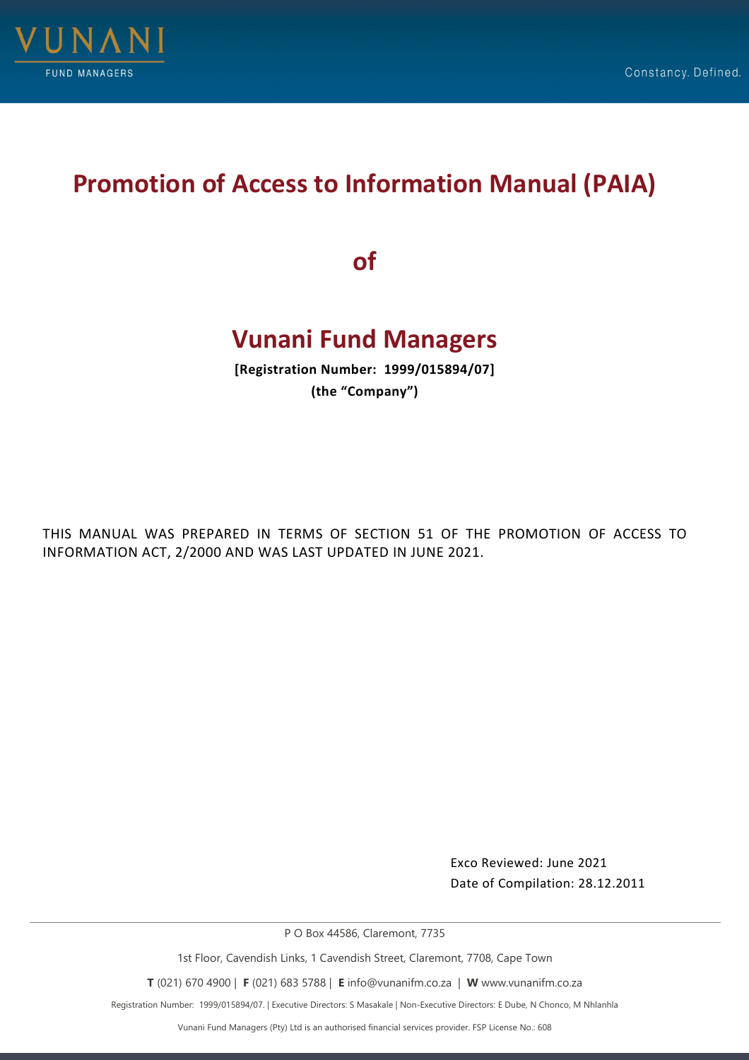# Promotion of Access to Information Manual (PAIA)

## of

# Vunani Fund Managers

**[Registration Number: 1999/015894/07]**
**(the "Company")**

THIS MANUAL WAS PREPARED IN TERMS OF SECTION 51 OF THE PROMOTION OF ACCESS TO INFORMATION ACT, 2/2000 AND WAS LAST UPDATED IN JUNE 2021.

Exco Reviewed: June 2021
Date of Compilation: 28.12.2011

P O Box 44586, Claremont, 7735

1st Floor, Cavendish Links, 1 Cavendish Street, Claremont, 7708, Cape Town

**T** (021) 670 4900 | **F** (021) 683 5788 | **E** info@vunanifm.co.za | **W** www.vunanifm.co.za

Registration Number: 1999/015894/07. | Executive Directors: S Masakale | Non-Executive Directors: E Dube, N Chonco, M Nhlanhla

Vunani Fund Managers (Pty) Ltd is an authorised financial services provider. FSP License No.: 608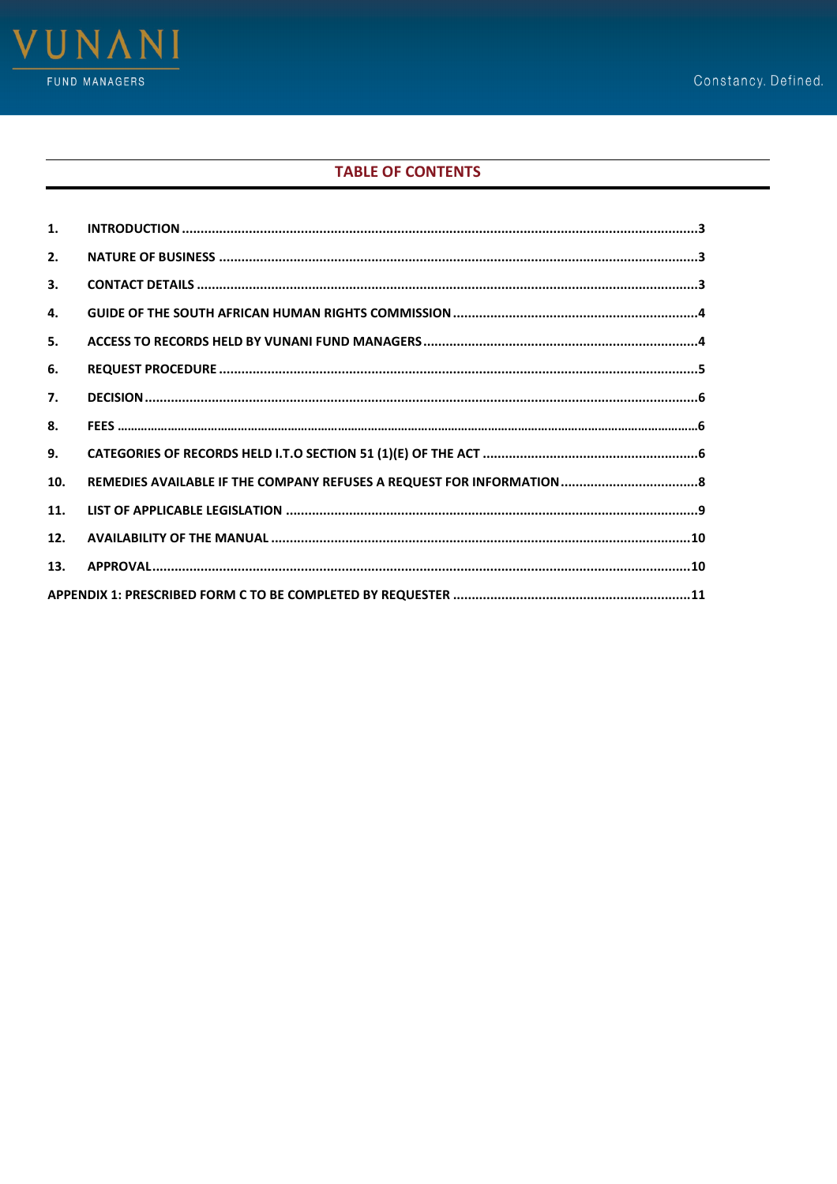## TABLE OF CONTENTS

| | | |
|---|---|---|
| 1. | INTRODUCTION | 3 |
| 2. | NATURE OF BUSINESS | 3 |
| 3. | CONTACT DETAILS | 3 |
| 4. | GUIDE OF THE SOUTH AFRICAN HUMAN RIGHTS COMMISSION | 4 |
| 5. | ACCESS TO RECORDS HELD BY VUNANI FUND MANAGERS | 4 |
| 6. | REQUEST PROCEDURE | 5 |
| 7. | DECISION | 6 |
| 8. | FEES | 6 |
| 9. | CATEGORIES OF RECORDS HELD I.T.O SECTION 51 (1)(E) OF THE ACT | 6 |
| 10. | REMEDIES AVAILABLE IF THE COMPANY REFUSES A REQUEST FOR INFORMATION | 8 |
| 11. | LIST OF APPLICABLE LEGISLATION | 9 |
| 12. | AVAILABILITY OF THE MANUAL | 10 |
| 13. | APPROVAL | 10 |
| | APPENDIX 1: PRESCRIBED FORM C TO BE COMPLETED BY REQUESTER | 11 |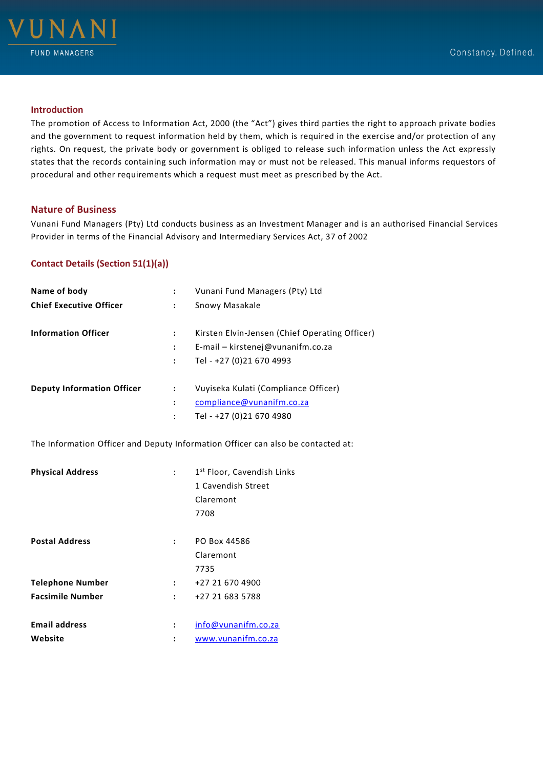## Introduction

The promotion of Access to Information Act, 2000 (the "Act") gives third parties the right to approach private bodies and the government to request information held by them, which is required in the exercise and/or protection of any rights. On request, the private body or government is obliged to release such information unless the Act expressly states that the records containing such information may or must not be released. This manual informs requestors of procedural and other requirements which a request must meet as prescribed by the Act.

## Nature of Business

Vunani Fund Managers (Pty) Ltd conducts business as an Investment Manager and is an authorised Financial Services Provider in terms of the Financial Advisory and Intermediary Services Act, 37 of 2002

## Contact Details (Section 51(1)(a))

| | | |
|---|---|---|
| **Name of body** | : | Vunani Fund Managers (Pty) Ltd |
| **Chief Executive Officer** | : | Snowy Masakale |
| **Information Officer** | : | Kirsten Elvin-Jensen (Chief Operating Officer) |
| | : | E-mail – kirstenej@vunanifm.co.za |
| | : | Tel - +27 (0)21 670 4993 |
| **Deputy Information Officer** | : | Vuyiseka Kulati (Compliance Officer) |
| | : | compliance@vunanifm.co.za |
| | : | Tel - +27 (0)21 670 4980 |

The Information Officer and Deputy Information Officer can also be contacted at:

| | | |
|---|---|---|
| **Physical Address** | : | 1st Floor, Cavendish Links<br>1 Cavendish Street<br>Claremont<br>7708 |
| **Postal Address** | : | PO Box 44586<br>Claremont<br>7735 |
| **Telephone Number** | : | +27 21 670 4900 |
| **Facsimile Number** | : | +27 21 683 5788 |
| **Email address** | : | info@vunanifm.co.za |
| **Website** | : | www.vunanifm.co.za |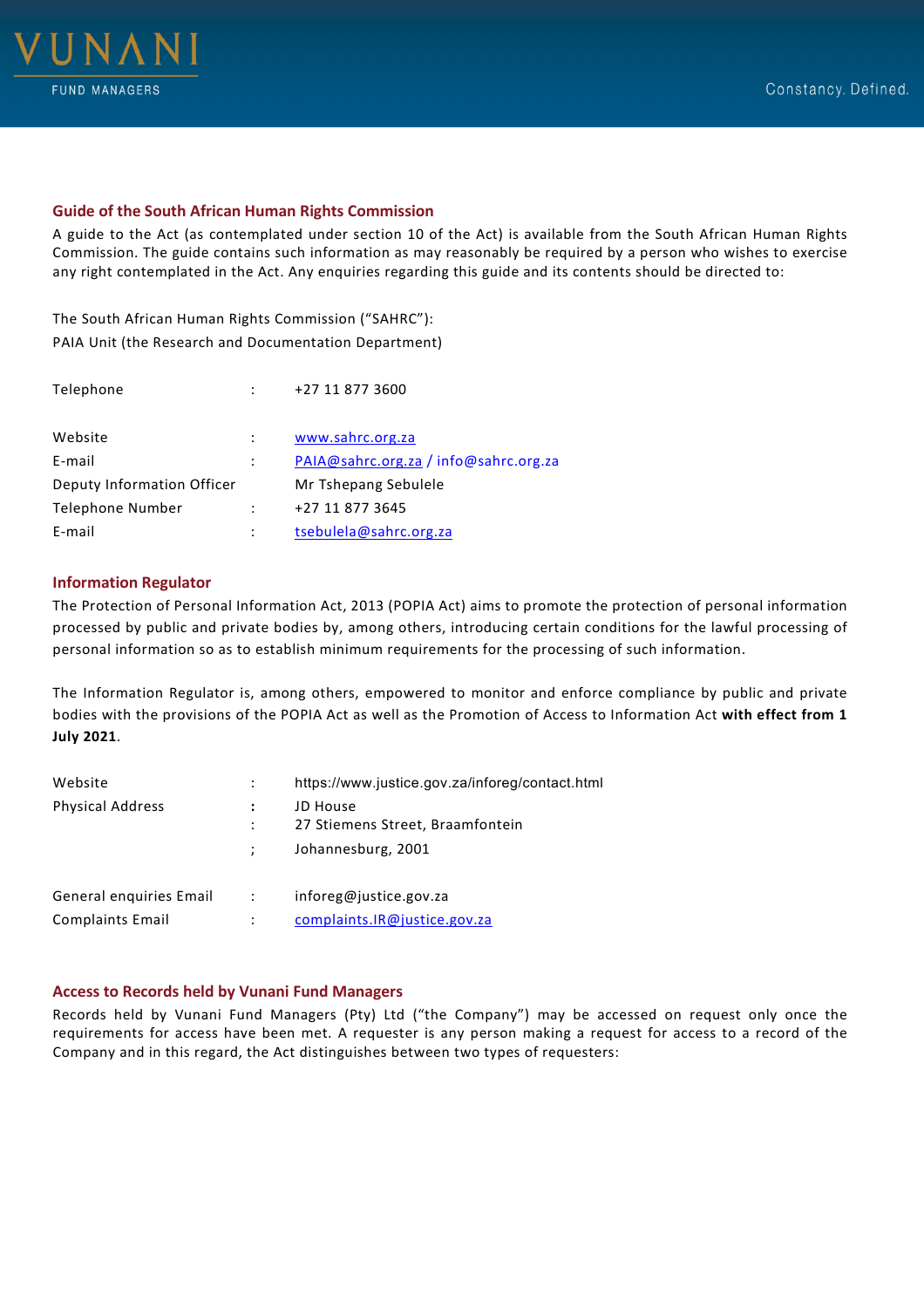## Guide of the South African Human Rights Commission

A guide to the Act (as contemplated under section 10 of the Act) is available from the South African Human Rights Commission. The guide contains such information as may reasonably be required by a person who wishes to exercise any right contemplated in the Act. Any enquiries regarding this guide and its contents should be directed to:

The South African Human Rights Commission ("SAHRC"):
PAIA Unit (the Research and Documentation Department)

| | | |
|---|---|---|
| Telephone | : | +27 11 877 3600 |
| Website | : | www.sahrc.org.za |
| E-mail | : | PAIA@sahrc.org.za / info@sahrc.org.za |
| Deputy Information Officer | | Mr Tshepang Sebulele |
| Telephone Number | : | +27 11 877 3645 |
| E-mail | : | tsebulela@sahrc.org.za |

## Information Regulator

The Protection of Personal Information Act, 2013 (POPIA Act) aims to promote the protection of personal information processed by public and private bodies by, among others, introducing certain conditions for the lawful processing of personal information so as to establish minimum requirements for the processing of such information.

The Information Regulator is, among others, empowered to monitor and enforce compliance by public and private bodies with the provisions of the POPIA Act as well as the Promotion of Access to Information Act **with effect from 1 July 2021**.

| | | |
|---|---|---|
| Website | : | https://www.justice.gov.za/inforeg/contact.html |
| Physical Address | : | JD House |
| | : | 27 Stiemens Street, Braamfontein |
| | ; | Johannesburg, 2001 |
| General enquiries Email | : | inforeg@justice.gov.za |
| Complaints Email | : | complaints.IR@justice.gov.za |

## Access to Records held by Vunani Fund Managers

Records held by Vunani Fund Managers (Pty) Ltd ("the Company") may be accessed on request only once the requirements for access have been met. A requester is any person making a request for access to a record of the Company and in this regard, the Act distinguishes between two types of requesters: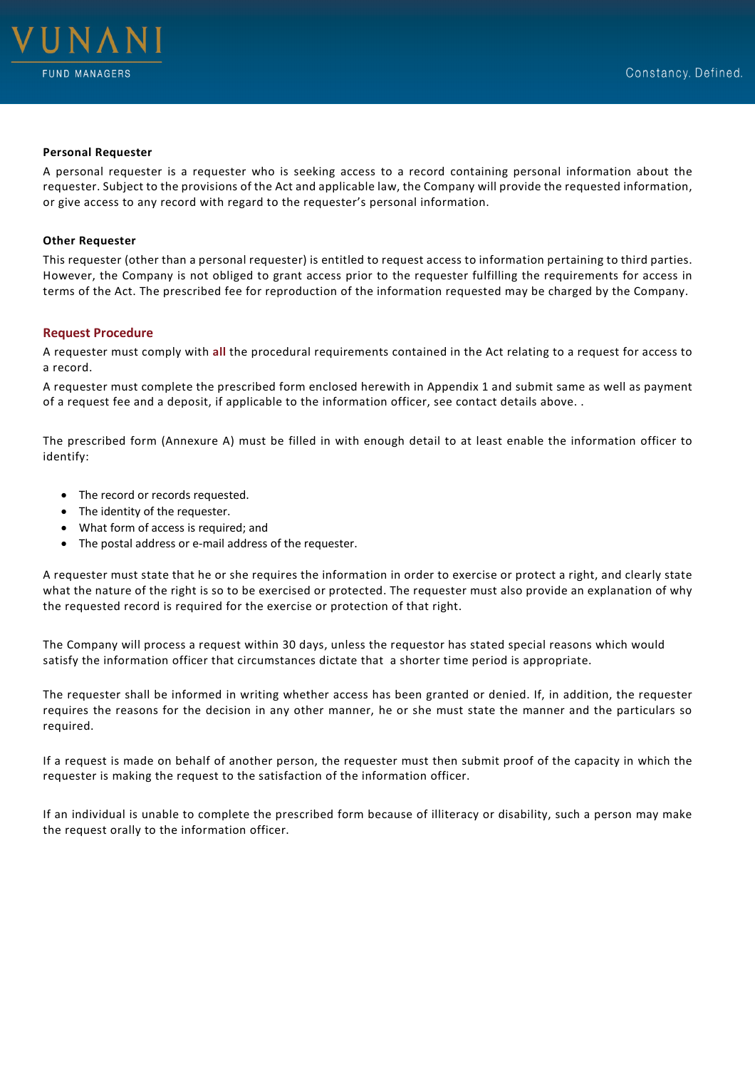**Personal Requester**

A personal requester is a requester who is seeking access to a record containing personal information about the requester. Subject to the provisions of the Act and applicable law, the Company will provide the requested information, or give access to any record with regard to the requester's personal information.

**Other Requester**

This requester (other than a personal requester) is entitled to request access to information pertaining to third parties. However, the Company is not obliged to grant access prior to the requester fulfilling the requirements for access in terms of the Act. The prescribed fee for reproduction of the information requested may be charged by the Company.

## Request Procedure

A requester must comply with **all** the procedural requirements contained in the Act relating to a request for access to a record.

A requester must complete the prescribed form enclosed herewith in Appendix 1 and submit same as well as payment of a request fee and a deposit, if applicable to the information officer, see contact details above. .

The prescribed form (Annexure A) must be filled in with enough detail to at least enable the information officer to identify:

- The record or records requested.
- The identity of the requester.
- What form of access is required; and
- The postal address or e-mail address of the requester.

A requester must state that he or she requires the information in order to exercise or protect a right, and clearly state what the nature of the right is so to be exercised or protected. The requester must also provide an explanation of why the requested record is required for the exercise or protection of that right.

The Company will process a request within 30 days, unless the requestor has stated special reasons which would satisfy the information officer that circumstances dictate that a shorter time period is appropriate.

The requester shall be informed in writing whether access has been granted or denied. If, in addition, the requester requires the reasons for the decision in any other manner, he or she must state the manner and the particulars so required.

If a request is made on behalf of another person, the requester must then submit proof of the capacity in which the requester is making the request to the satisfaction of the information officer.

If an individual is unable to complete the prescribed form because of illiteracy or disability, such a person may make the request orally to the information officer.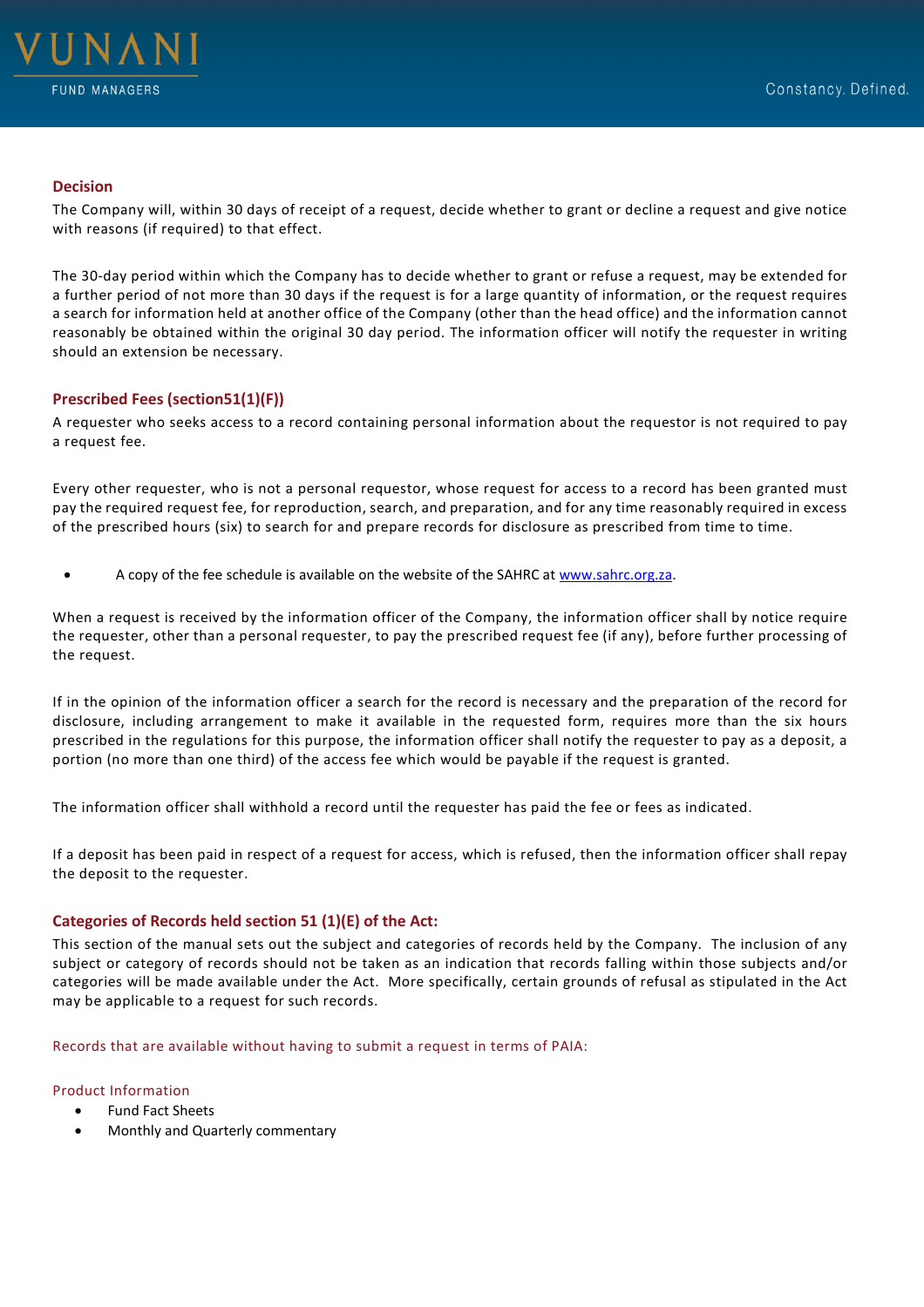## Decision

The Company will, within 30 days of receipt of a request, decide whether to grant or decline a request and give notice with reasons (if required) to that effect.

The 30-day period within which the Company has to decide whether to grant or refuse a request, may be extended for a further period of not more than 30 days if the request is for a large quantity of information, or the request requires a search for information held at another office of the Company (other than the head office) and the information cannot reasonably be obtained within the original 30 day period. The information officer will notify the requester in writing should an extension be necessary.

## Prescribed Fees (section51(1)(F))

A requester who seeks access to a record containing personal information about the requestor is not required to pay a request fee.

Every other requester, who is not a personal requestor, whose request for access to a record has been granted must pay the required request fee, for reproduction, search, and preparation, and for any time reasonably required in excess of the prescribed hours (six) to search for and prepare records for disclosure as prescribed from time to time.

- A copy of the fee schedule is available on the website of the SAHRC at www.sahrc.org.za.

When a request is received by the information officer of the Company, the information officer shall by notice require the requester, other than a personal requester, to pay the prescribed request fee (if any), before further processing of the request.

If in the opinion of the information officer a search for the record is necessary and the preparation of the record for disclosure, including arrangement to make it available in the requested form, requires more than the six hours prescribed in the regulations for this purpose, the information officer shall notify the requester to pay as a deposit, a portion (no more than one third) of the access fee which would be payable if the request is granted.

The information officer shall withhold a record until the requester has paid the fee or fees as indicated.

If a deposit has been paid in respect of a request for access, which is refused, then the information officer shall repay the deposit to the requester.

## Categories of Records held section 51 (1)(E) of the Act:

This section of the manual sets out the subject and categories of records held by the Company. The inclusion of any subject or category of records should not be taken as an indication that records falling within those subjects and/or categories will be made available under the Act. More specifically, certain grounds of refusal as stipulated in the Act may be applicable to a request for such records.

### Records that are available without having to submit a request in terms of PAIA:

#### Product Information

- Fund Fact Sheets
- Monthly and Quarterly commentary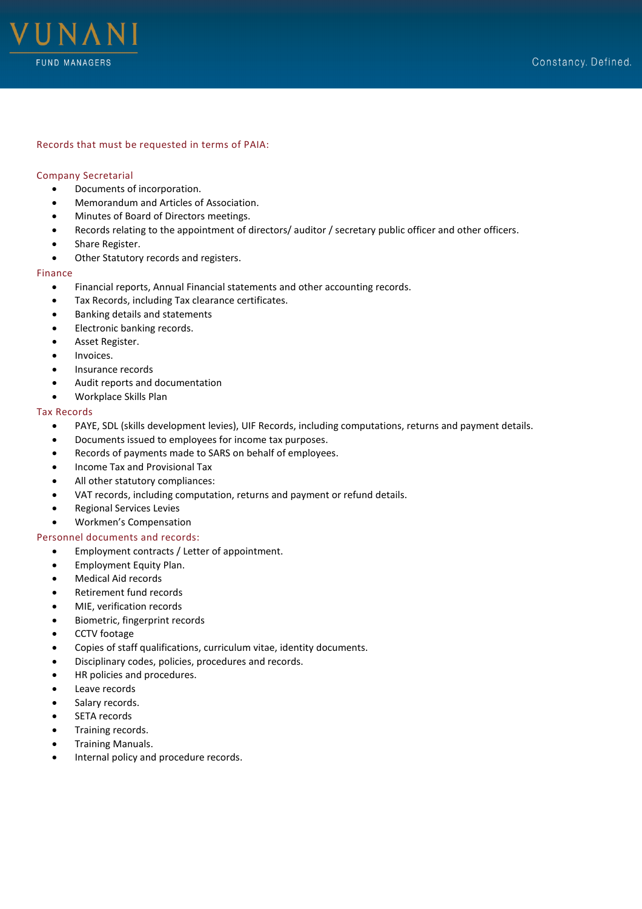## Records that must be requested in terms of PAIA:

### Company Secretarial

- Documents of incorporation.
- Memorandum and Articles of Association.
- Minutes of Board of Directors meetings.
- Records relating to the appointment of directors/ auditor / secretary public officer and other officers.
- Share Register.
- Other Statutory records and registers.

### Finance

- Financial reports, Annual Financial statements and other accounting records.
- Tax Records, including Tax clearance certificates.
- Banking details and statements
- Electronic banking records.
- Asset Register.
- Invoices.
- Insurance records
- Audit reports and documentation
- Workplace Skills Plan

### Tax Records

- PAYE, SDL (skills development levies), UIF Records, including computations, returns and payment details.
- Documents issued to employees for income tax purposes.
- Records of payments made to SARS on behalf of employees.
- Income Tax and Provisional Tax
- All other statutory compliances:
- VAT records, including computation, returns and payment or refund details.
- Regional Services Levies
- Workmen's Compensation

### Personnel documents and records:

- Employment contracts / Letter of appointment.
- Employment Equity Plan.
- Medical Aid records
- Retirement fund records
- MIE, verification records
- Biometric, fingerprint records
- CCTV footage
- Copies of staff qualifications, curriculum vitae, identity documents.
- Disciplinary codes, policies, procedures and records.
- HR policies and procedures.
- Leave records
- Salary records.
- SETA records
- Training records.
- Training Manuals.
- Internal policy and procedure records.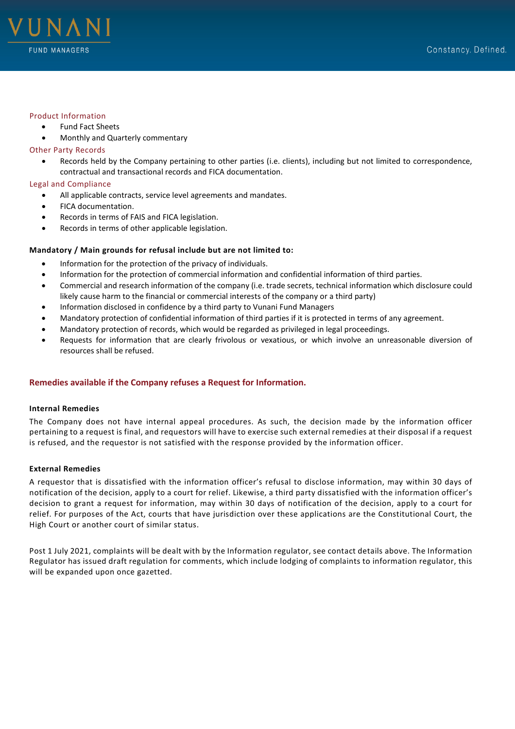### Product Information

- Fund Fact Sheets
- Monthly and Quarterly commentary

### Other Party Records

- Records held by the Company pertaining to other parties (i.e. clients), including but not limited to correspondence, contractual and transactional records and FICA documentation.

### Legal and Compliance

- All applicable contracts, service level agreements and mandates.
- FICA documentation.
- Records in terms of FAIS and FICA legislation.
- Records in terms of other applicable legislation.

**Mandatory / Main grounds for refusal include but are not limited to:**

- Information for the protection of the privacy of individuals.
- Information for the protection of commercial information and confidential information of third parties.
- Commercial and research information of the company (i.e. trade secrets, technical information which disclosure could likely cause harm to the financial or commercial interests of the company or a third party)
- Information disclosed in confidence by a third party to Vunani Fund Managers
- Mandatory protection of confidential information of third parties if it is protected in terms of any agreement.
- Mandatory protection of records, which would be regarded as privileged in legal proceedings.
- Requests for information that are clearly frivolous or vexatious, or which involve an unreasonable diversion of resources shall be refused.

## Remedies available if the Company refuses a Request for Information.

**Internal Remedies**

The Company does not have internal appeal procedures. As such, the decision made by the information officer pertaining to a request is final, and requestors will have to exercise such external remedies at their disposal if a request is refused, and the requestor is not satisfied with the response provided by the information officer.

**External Remedies**

A requestor that is dissatisfied with the information officer's refusal to disclose information, may within 30 days of notification of the decision, apply to a court for relief. Likewise, a third party dissatisfied with the information officer's decision to grant a request for information, may within 30 days of notification of the decision, apply to a court for relief. For purposes of the Act, courts that have jurisdiction over these applications are the Constitutional Court, the High Court or another court of similar status.

Post 1 July 2021, complaints will be dealt with by the Information regulator, see contact details above. The Information Regulator has issued draft regulation for comments, which include lodging of complaints to information regulator, this will be expanded upon once gazetted.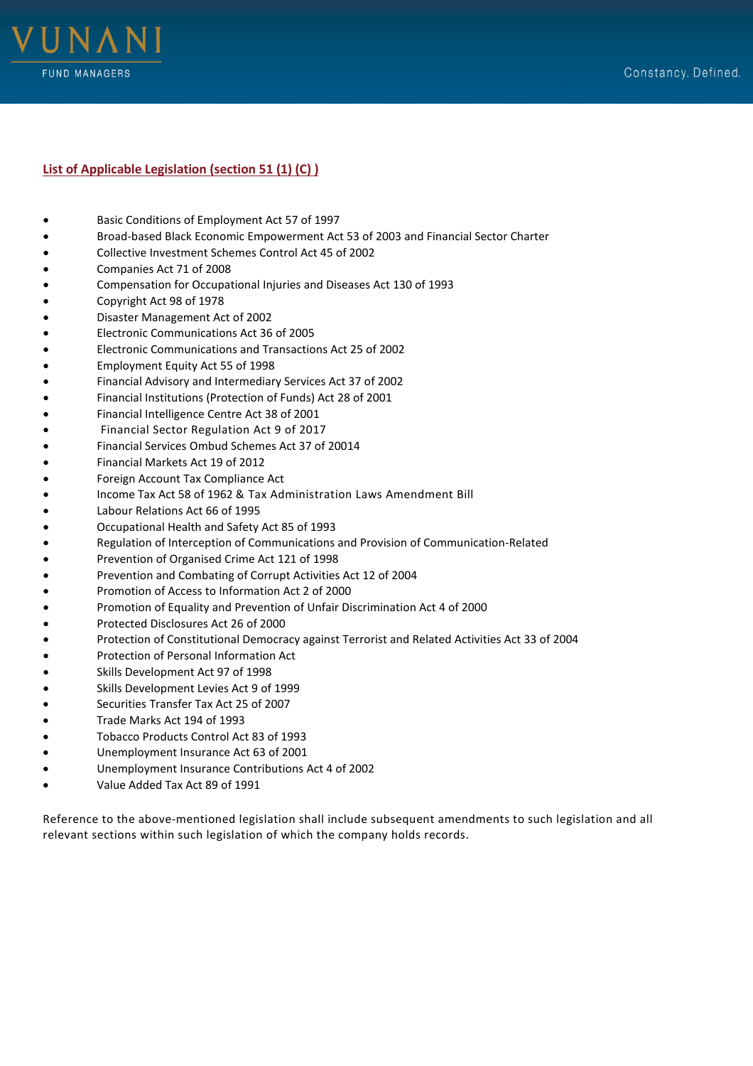**List of Applicable Legislation (section 51 (1) (C) )**

- Basic Conditions of Employment Act 57 of 1997
- Broad-based Black Economic Empowerment Act 53 of 2003 and Financial Sector Charter
- Collective Investment Schemes Control Act 45 of 2002
- Companies Act 71 of 2008
- Compensation for Occupational Injuries and Diseases Act 130 of 1993
- Copyright Act 98 of 1978
- Disaster Management Act of 2002
- Electronic Communications Act 36 of 2005
- Electronic Communications and Transactions Act 25 of 2002
- Employment Equity Act 55 of 1998
- Financial Advisory and Intermediary Services Act 37 of 2002
- Financial Institutions (Protection of Funds) Act 28 of 2001
- Financial Intelligence Centre Act 38 of 2001
- Financial Sector Regulation Act 9 of 2017
- Financial Services Ombud Schemes Act 37 of 20014
- Financial Markets Act 19 of 2012
- Foreign Account Tax Compliance Act
- Income Tax Act 58 of 1962 & Tax Administration Laws Amendment Bill
- Labour Relations Act 66 of 1995
- Occupational Health and Safety Act 85 of 1993
- Regulation of Interception of Communications and Provision of Communication-Related
- Prevention of Organised Crime Act 121 of 1998
- Prevention and Combating of Corrupt Activities Act 12 of 2004
- Promotion of Access to Information Act 2 of 2000
- Promotion of Equality and Prevention of Unfair Discrimination Act 4 of 2000
- Protected Disclosures Act 26 of 2000
- Protection of Constitutional Democracy against Terrorist and Related Activities Act 33 of 2004
- Protection of Personal Information Act
- Skills Development Act 97 of 1998
- Skills Development Levies Act 9 of 1999
- Securities Transfer Tax Act 25 of 2007
- Trade Marks Act 194 of 1993
- Tobacco Products Control Act 83 of 1993
- Unemployment Insurance Act 63 of 2001
- Unemployment Insurance Contributions Act 4 of 2002
- Value Added Tax Act 89 of 1991

Reference to the above-mentioned legislation shall include subsequent amendments to such legislation and all relevant sections within such legislation of which the company holds records.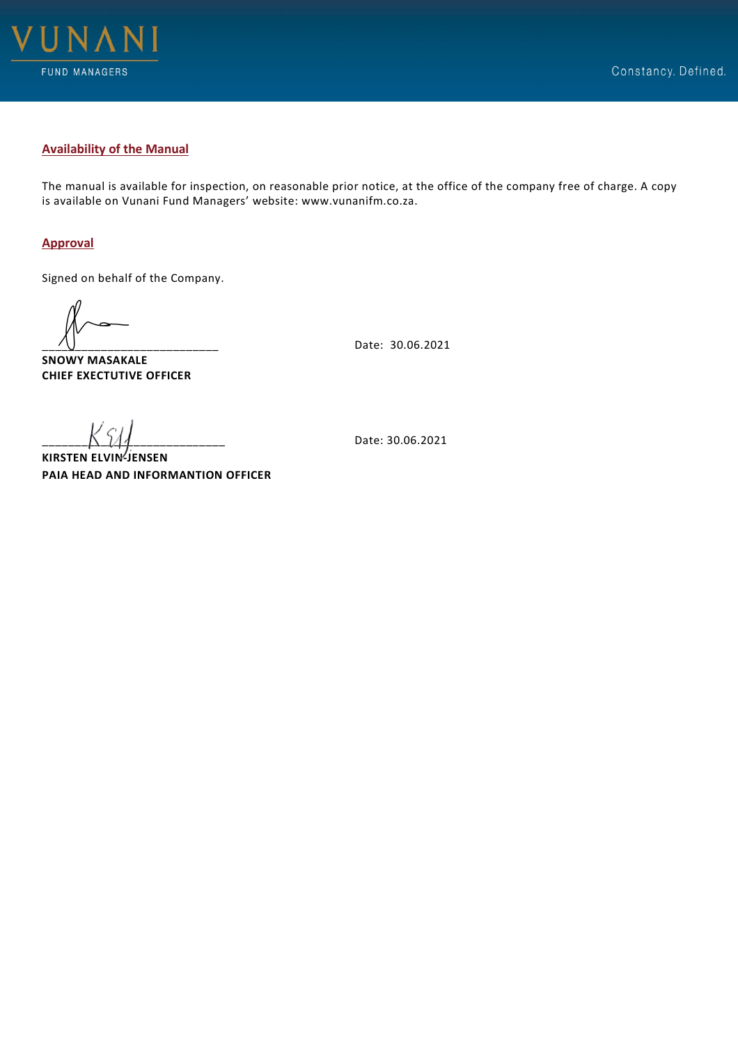## Availability of the Manual

The manual is available for inspection, on reasonable prior notice, at the office of the company free of charge. A copy is available on Vunani Fund Managers' website: www.vunanifm.co.za.

## Approval

Signed on behalf of the Company.

_____________________________ Date: 30.06.2021

**SNOWY MASAKALE**
**CHIEF EXECTUTIVE OFFICER**

_____________________________ Date: 30.06.2021

**KIRSTEN ELVIN-JENSEN**
**PAIA HEAD AND INFORMANTION OFFICER**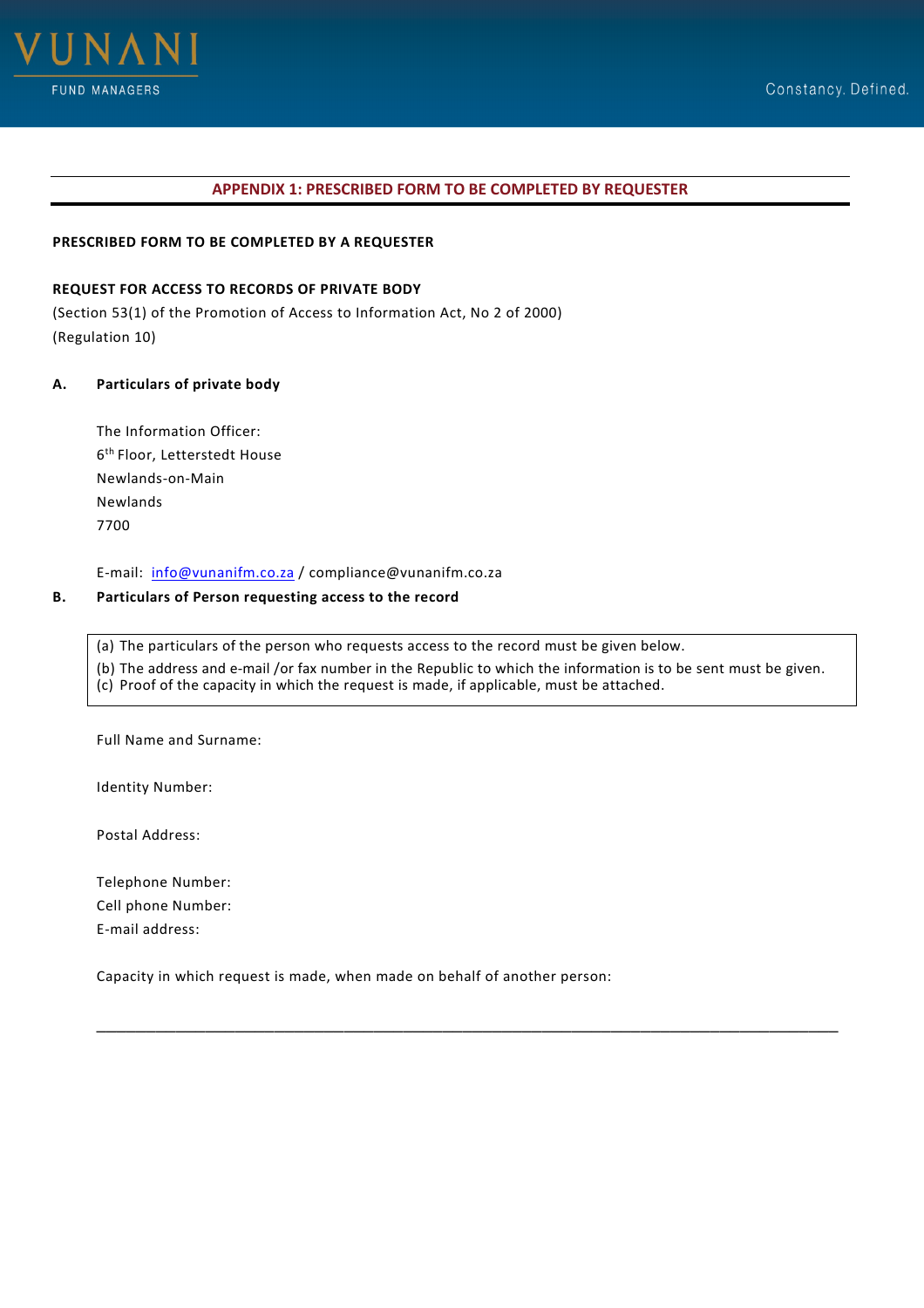## APPENDIX 1: PRESCRIBED FORM TO BE COMPLETED BY REQUESTER

**PRESCRIBED FORM TO BE COMPLETED BY A REQUESTER**

**REQUEST FOR ACCESS TO RECORDS OF PRIVATE BODY**

(Section 53(1) of the Promotion of Access to Information Act, No 2 of 2000)

(Regulation 10)

**A. Particulars of private body**

The Information Officer:
6th Floor, Letterstedt House
Newlands-on-Main
Newlands
7700

E-mail: info@vunanifm.co.za / compliance@vunanifm.co.za

**B. Particulars of Person requesting access to the record**

(a) The particulars of the person who requests access to the record must be given below.
(b) The address and e-mail /or fax number in the Republic to which the information is to be sent must be given.
(c) Proof of the capacity in which the request is made, if applicable, must be attached.

Full Name and Surname:

Identity Number:

Postal Address:

Telephone Number:
Cell phone Number:
E-mail address:

Capacity in which request is made, when made on behalf of another person:

\_\_\_\_\_\_\_\_\_\_\_\_\_\_\_\_\_\_\_\_\_\_\_\_\_\_\_\_\_\_\_\_\_\_\_\_\_\_\_\_\_\_\_\_\_\_\_\_\_\_\_\_\_\_\_\_\_\_\_\_\_\_\_\_\_\_\_\_\_\_\_\_\_\_\_\_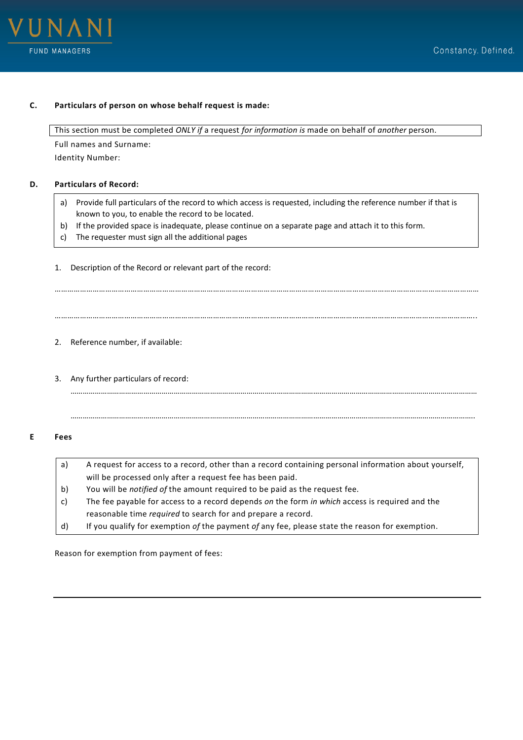**C. Particulars of person on whose behalf request is made:**

| This section must be completed *ONLY if* a request *for information is* made on behalf of *another* person. |
|---|

Full names and Surname:

Identity Number:

**D. Particulars of Record:**

| a) Provide full particulars of the record to which access is requested, including the reference number if that is known to you, to enable the record to be located.<br>b) If the provided space is inadequate, please continue on a separate page and attach it to this form.<br>c) The requester must sign all the additional pages |
|---|

1. Description of the Record or relevant part of the record:

…………………………………………………………………………………………………………………………………………………………………………

…………………………………………………………………………………………………………………………………………………………………………..

2. Reference number, if available:

3. Any further particulars of record:

…………………………………………………………………………………………………………………………………………………………………………

…………………………………………………………………………………………………………………………………………………………………………..

**E Fees**

| a) A request for access to a record, other than a record containing personal information about yourself, will be processed only after a request fee has been paid.<br>b) You will be *notified of* the amount required to be paid as the request fee.<br>c) The fee payable for access to a record depends *on* the form *in which* access is required and the reasonable time *required* to search for and prepare a record.<br>d) If you qualify for exemption *of* the payment *of* any fee, please state the reason for exemption. |
|---|

Reason for exemption from payment of fees:

---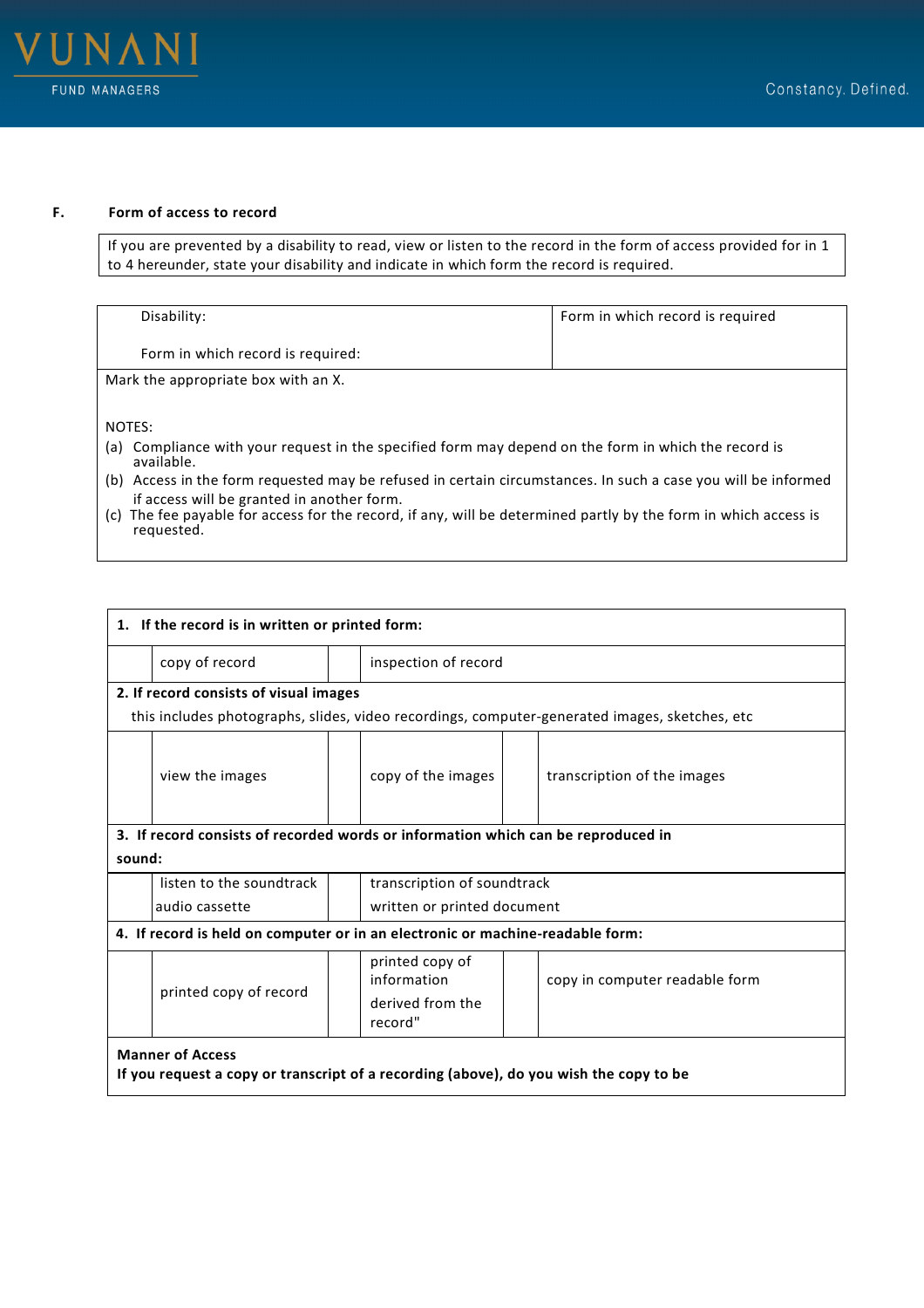**F. Form of access to record**

If you are prevented by a disability to read, view or listen to the record in the form of access provided for in 1 to 4 hereunder, state your disability and indicate in which form the record is required.

| Disability:<br><br>Form in which record is required: | Form in which record is required |
|---|---|

Mark the appropriate box with an X.

NOTES:

(a) Compliance with your request in the specified form may depend on the form in which the record is available.
(b) Access in the form requested may be refused in certain circumstances. In such a case you will be informed if access will be granted in another form.
(c) The fee payable for access for the record, if any, will be determined partly by the form in which access is requested.

| | | | | | |
|---|---|---|---|---|---|
| **1. If the record is in written or printed form:** | | | | | |
| | copy of record | | inspection of record | | |
| **2. If record consists of visual images**<br>this includes photographs, slides, video recordings, computer-generated images, sketches, etc | | | | | |
| | view the images | | copy of the images | | transcription of the images |
| **3. If record consists of recorded words or information which can be reproduced in sound:** | | | | | |
| | listen to the soundtrack<br>audio cassette | | transcription of soundtrack<br>written or printed document | | |
| **4. If record is held on computer or in an electronic or machine-readable form:** | | | | | |
| | printed copy of record | | printed copy of information derived from the record" | | copy in computer readable form |
| **Manner of Access**<br>**If you request a copy or transcript of a recording (above), do you wish the copy to be** | | | | | |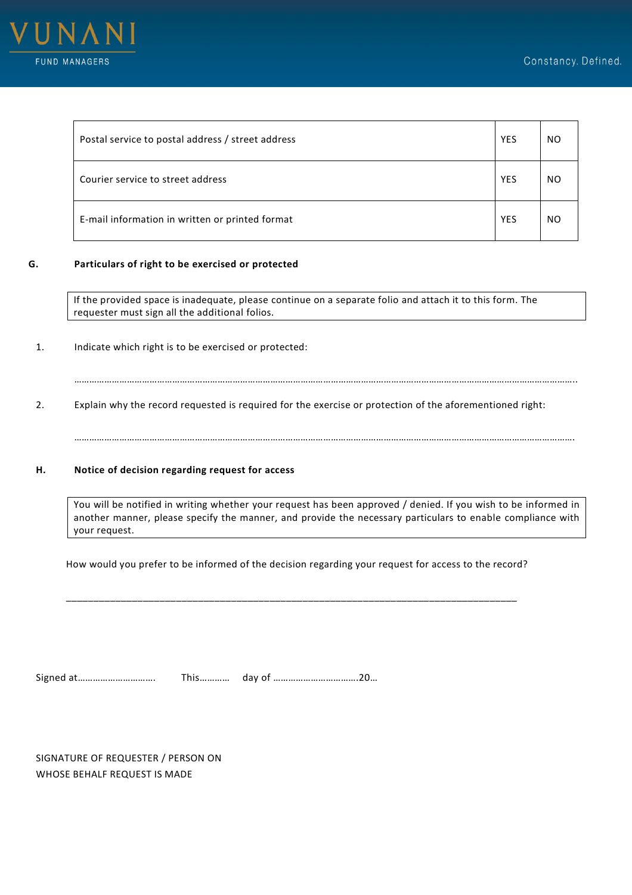| | | |
|---|---|---|
| Postal service to postal address / street address | YES | NO |
| Courier service to street address | YES | NO |
| E-mail information in written or printed format | YES | NO |

**G. Particulars of right to be exercised or protected**

If the provided space is inadequate, please continue on a separate folio and attach it to this form. The requester must sign all the additional folios.

1. Indicate which right is to be exercised or protected:

……………………………………………………………………………………………………………………………………………………………………..

2. Explain why the record requested is required for the exercise or protection of the aforementioned right:

…………………………………………………………………………………………………………………………………………………………………….

**H. Notice of decision regarding request for access**

You will be notified in writing whether your request has been approved / denied. If you wish to be informed in another manner, please specify the manner, and provide the necessary particulars to enable compliance with your request.

How would you prefer to be informed of the decision regarding your request for access to the record?

_______________________________________________________________________________

Signed at………………………….  This………… day of …………………………….20…

SIGNATURE OF REQUESTER / PERSON ON
WHOSE BEHALF REQUEST IS MADE